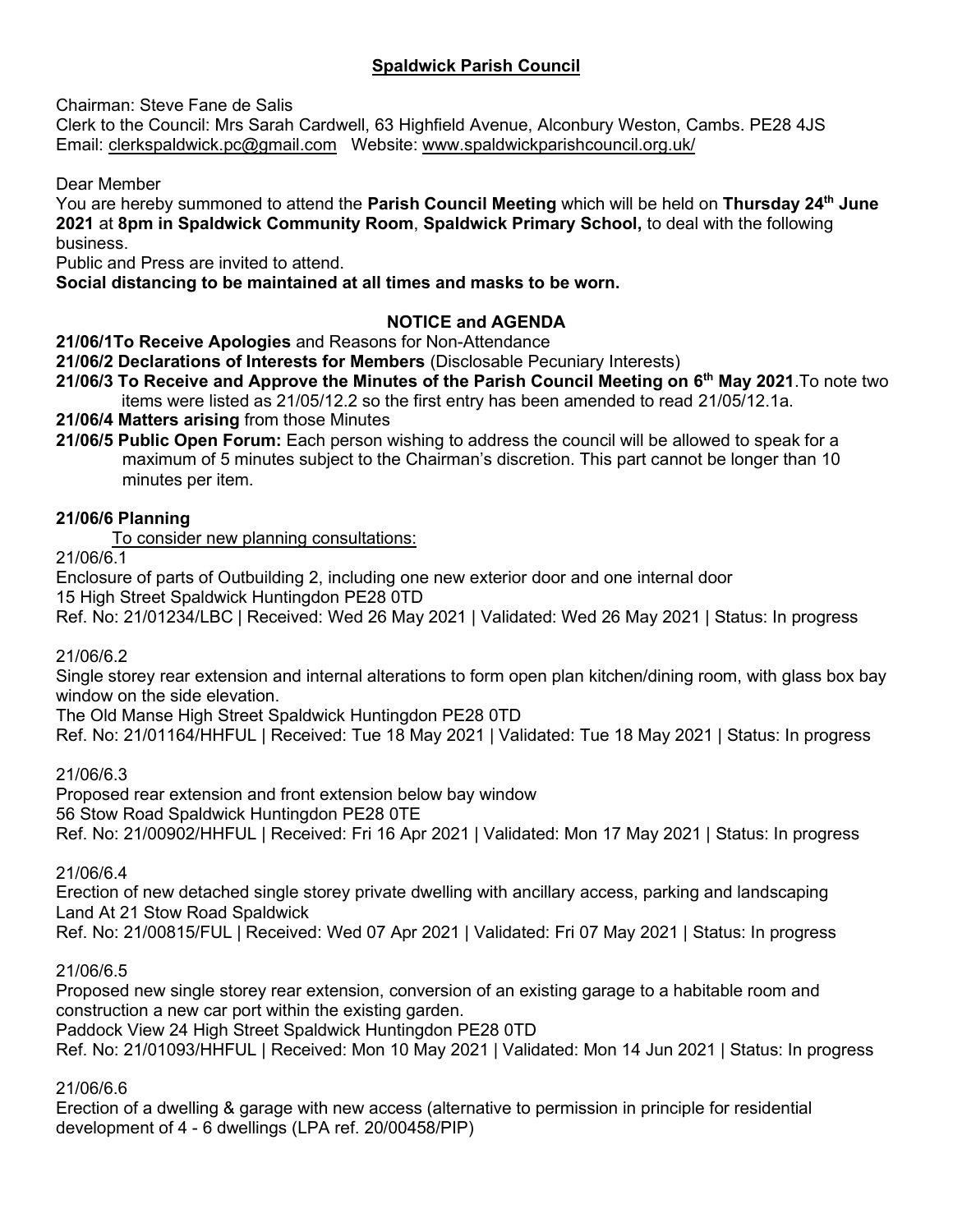## Spaldwick Parish Council

Chairman: Steve Fane de Salis
Clerk to the Council: Mrs Sarah Cardwell, 63 Highfield Avenue, Alconbury Weston, Cambs. PE28 4JS
Email: clerkspaldwick.pc@gmail.com Website: www.spaldwickparishcouncil.org.uk/

Dear Member
You are hereby summoned to attend the **Parish Council Meeting** which will be held on **Thursday 24th June 2021** at **8pm in Spaldwick Community Room**, **Spaldwick Primary School,** to deal with the following business.
Public and Press are invited to attend.
**Social distancing to be maintained at all times and masks to be worn.**

### NOTICE and AGENDA

**21/06/1To Receive Apologies** and Reasons for Non-Attendance
**21/06/2 Declarations of Interests for Members** (Disclosable Pecuniary Interests)
**21/06/3 To Receive and Approve the Minutes of the Parish Council Meeting on 6th May 2021**.To note two items were listed as 21/05/12.2 so the first entry has been amended to read 21/05/12.1a.
**21/06/4 Matters arising** from those Minutes
**21/06/5 Public Open Forum:** Each person wishing to address the council will be allowed to speak for a maximum of 5 minutes subject to the Chairman's discretion. This part cannot be longer than 10 minutes per item.

**21/06/6 Planning**

To consider new planning consultations:

21/06/6.1
Enclosure of parts of Outbuilding 2, including one new exterior door and one internal door
15 High Street Spaldwick Huntingdon PE28 0TD
Ref. No: 21/01234/LBC | Received: Wed 26 May 2021 | Validated: Wed 26 May 2021 | Status: In progress

21/06/6.2
Single storey rear extension and internal alterations to form open plan kitchen/dining room, with glass box bay window on the side elevation.
The Old Manse High Street Spaldwick Huntingdon PE28 0TD
Ref. No: 21/01164/HHFUL | Received: Tue 18 May 2021 | Validated: Tue 18 May 2021 | Status: In progress

21/06/6.3
Proposed rear extension and front extension below bay window
56 Stow Road Spaldwick Huntingdon PE28 0TE
Ref. No: 21/00902/HHFUL | Received: Fri 16 Apr 2021 | Validated: Mon 17 May 2021 | Status: In progress

21/06/6.4
Erection of new detached single storey private dwelling with ancillary access, parking and landscaping
Land At 21 Stow Road Spaldwick
Ref. No: 21/00815/FUL | Received: Wed 07 Apr 2021 | Validated: Fri 07 May 2021 | Status: In progress

21/06/6.5
Proposed new single storey rear extension, conversion of an existing garage to a habitable room and construction a new car port within the existing garden.
Paddock View 24 High Street Spaldwick Huntingdon PE28 0TD
Ref. No: 21/01093/HHFUL | Received: Mon 10 May 2021 | Validated: Mon 14 Jun 2021 | Status: In progress

21/06/6.6
Erection of a dwelling & garage with new access (alternative to permission in principle for residential development of 4 - 6 dwellings (LPA ref. 20/00458/PIP)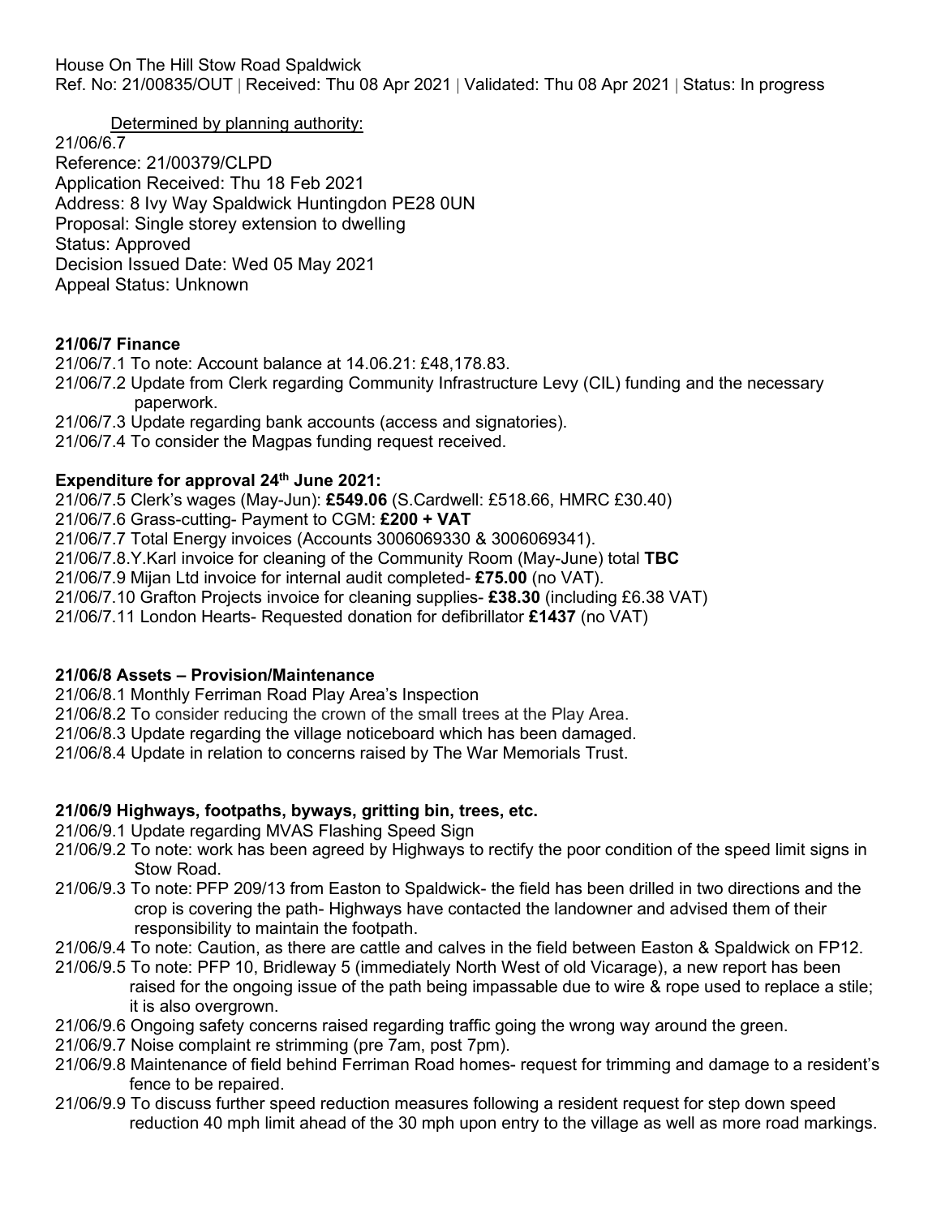House On The Hill Stow Road Spaldwick
Ref. No: 21/00835/OUT | Received: Thu 08 Apr 2021 | Validated: Thu 08 Apr 2021 | Status: In progress

Determined by planning authority:

21/06/6.7
Reference: 21/00379/CLPD
Application Received: Thu 18 Feb 2021
Address: 8 Ivy Way Spaldwick Huntingdon PE28 0UN
Proposal: Single storey extension to dwelling
Status: Approved
Decision Issued Date: Wed 05 May 2021
Appeal Status: Unknown

**21/06/7 Finance**

21/06/7.1 To note: Account balance at 14.06.21: £48,178.83.
21/06/7.2 Update from Clerk regarding Community Infrastructure Levy (CIL) funding and the necessary paperwork.
21/06/7.3 Update regarding bank accounts (access and signatories).
21/06/7.4 To consider the Magpas funding request received.

**Expenditure for approval 24th June 2021:**

21/06/7.5 Clerk's wages (May-Jun): **£549.06** (S.Cardwell: £518.66, HMRC £30.40)
21/06/7.6 Grass-cutting- Payment to CGM: **£200 + VAT**
21/06/7.7 Total Energy invoices (Accounts 3006069330 & 3006069341).
21/06/7.8.Y.Karl invoice for cleaning of the Community Room (May-June) total **TBC**
21/06/7.9 Mijan Ltd invoice for internal audit completed- **£75.00** (no VAT).
21/06/7.10 Grafton Projects invoice for cleaning supplies- **£38.30** (including £6.38 VAT)
21/06/7.11 London Hearts- Requested donation for defibrillator **£1437** (no VAT)

**21/06/8 Assets – Provision/Maintenance**

21/06/8.1 Monthly Ferriman Road Play Area's Inspection
21/06/8.2 To consider reducing the crown of the small trees at the Play Area.
21/06/8.3 Update regarding the village noticeboard which has been damaged.
21/06/8.4 Update in relation to concerns raised by The War Memorials Trust.

**21/06/9 Highways, footpaths, byways, gritting bin, trees, etc.**

21/06/9.1 Update regarding MVAS Flashing Speed Sign
21/06/9.2 To note: work has been agreed by Highways to rectify the poor condition of the speed limit signs in Stow Road.
21/06/9.3 To note: PFP 209/13 from Easton to Spaldwick- the field has been drilled in two directions and the crop is covering the path- Highways have contacted the landowner and advised them of their responsibility to maintain the footpath.
21/06/9.4 To note: Caution, as there are cattle and calves in the field between Easton & Spaldwick on FP12.
21/06/9.5 To note: PFP 10, Bridleway 5 (immediately North West of old Vicarage), a new report has been raised for the ongoing issue of the path being impassable due to wire & rope used to replace a stile; it is also overgrown.
21/06/9.6 Ongoing safety concerns raised regarding traffic going the wrong way around the green.
21/06/9.7 Noise complaint re strimming (pre 7am, post 7pm).
21/06/9.8 Maintenance of field behind Ferriman Road homes- request for trimming and damage to a resident's fence to be repaired.
21/06/9.9 To discuss further speed reduction measures following a resident request for step down speed reduction 40 mph limit ahead of the 30 mph upon entry to the village as well as more road markings.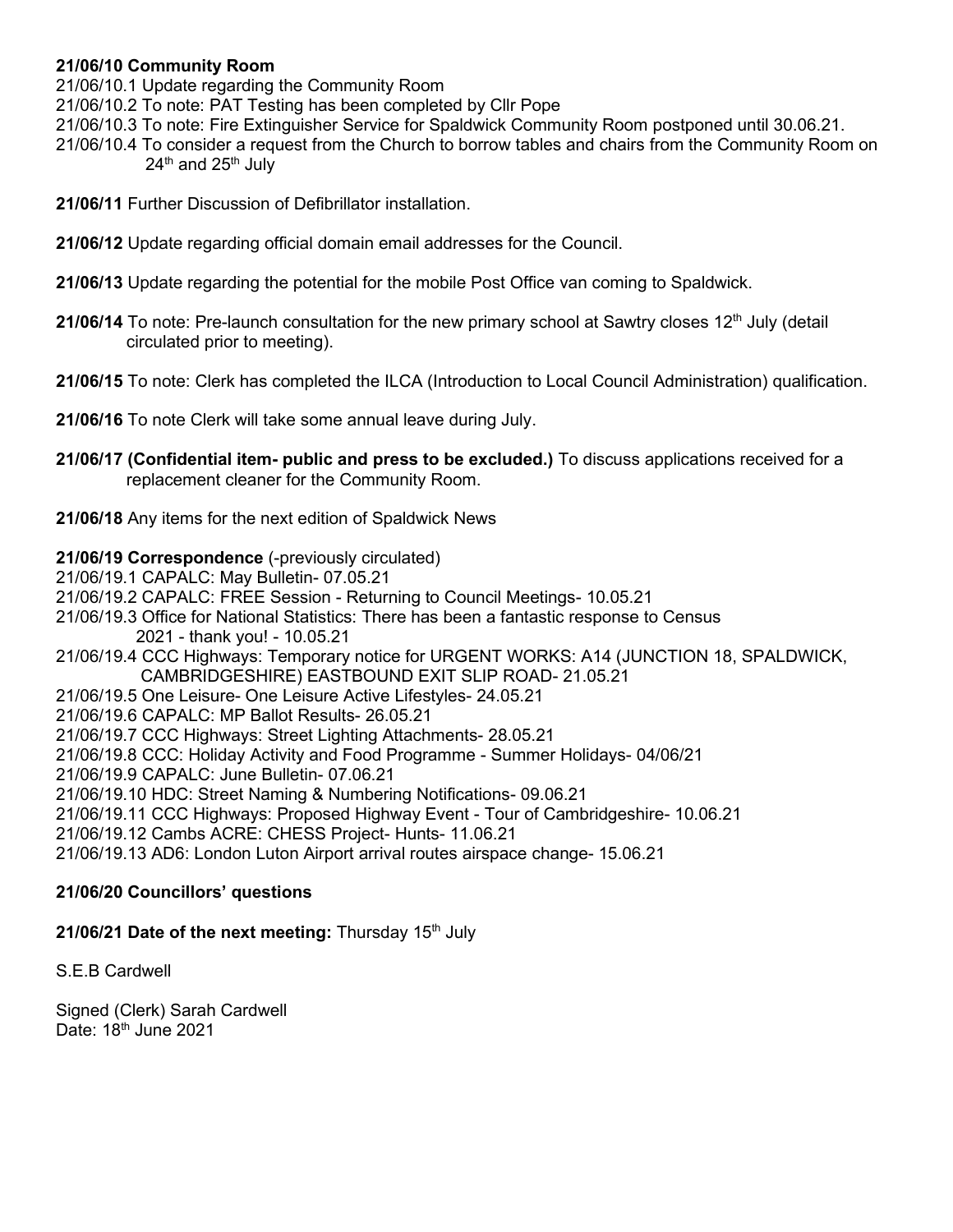**21/06/10 Community Room**

21/06/10.1 Update regarding the Community Room
21/06/10.2 To note: PAT Testing has been completed by Cllr Pope
21/06/10.3 To note: Fire Extinguisher Service for Spaldwick Community Room postponed until 30.06.21.
21/06/10.4 To consider a request from the Church to borrow tables and chairs from the Community Room on 24th and 25th July

**21/06/11** Further Discussion of Defibrillator installation.

**21/06/12** Update regarding official domain email addresses for the Council.

**21/06/13** Update regarding the potential for the mobile Post Office van coming to Spaldwick.

**21/06/14** To note: Pre-launch consultation for the new primary school at Sawtry closes 12th July (detail circulated prior to meeting).

**21/06/15** To note: Clerk has completed the ILCA (Introduction to Local Council Administration) qualification.

**21/06/16** To note Clerk will take some annual leave during July.

**21/06/17 (Confidential item- public and press to be excluded.)** To discuss applications received for a replacement cleaner for the Community Room.

**21/06/18** Any items for the next edition of Spaldwick News

**21/06/19 Correspondence** (-previously circulated)

21/06/19.1 CAPALC: May Bulletin- 07.05.21
21/06/19.2 CAPALC: FREE Session - Returning to Council Meetings- 10.05.21
21/06/19.3 Office for National Statistics: There has been a fantastic response to Census 2021 - thank you! - 10.05.21
21/06/19.4 CCC Highways: Temporary notice for URGENT WORKS: A14 (JUNCTION 18, SPALDWICK, CAMBRIDGESHIRE) EASTBOUND EXIT SLIP ROAD- 21.05.21
21/06/19.5 One Leisure- One Leisure Active Lifestyles- 24.05.21
21/06/19.6 CAPALC: MP Ballot Results- 26.05.21
21/06/19.7 CCC Highways: Street Lighting Attachments- 28.05.21
21/06/19.8 CCC: Holiday Activity and Food Programme - Summer Holidays- 04/06/21
21/06/19.9 CAPALC: June Bulletin- 07.06.21
21/06/19.10 HDC: Street Naming & Numbering Notifications- 09.06.21
21/06/19.11 CCC Highways: Proposed Highway Event - Tour of Cambridgeshire- 10.06.21
21/06/19.12 Cambs ACRE: CHESS Project- Hunts- 11.06.21
21/06/19.13 AD6: London Luton Airport arrival routes airspace change- 15.06.21

**21/06/20 Councillors' questions**

**21/06/21 Date of the next meeting:** Thursday 15th July

S.E.B Cardwell

Signed (Clerk) Sarah Cardwell
Date: 18th June 2021